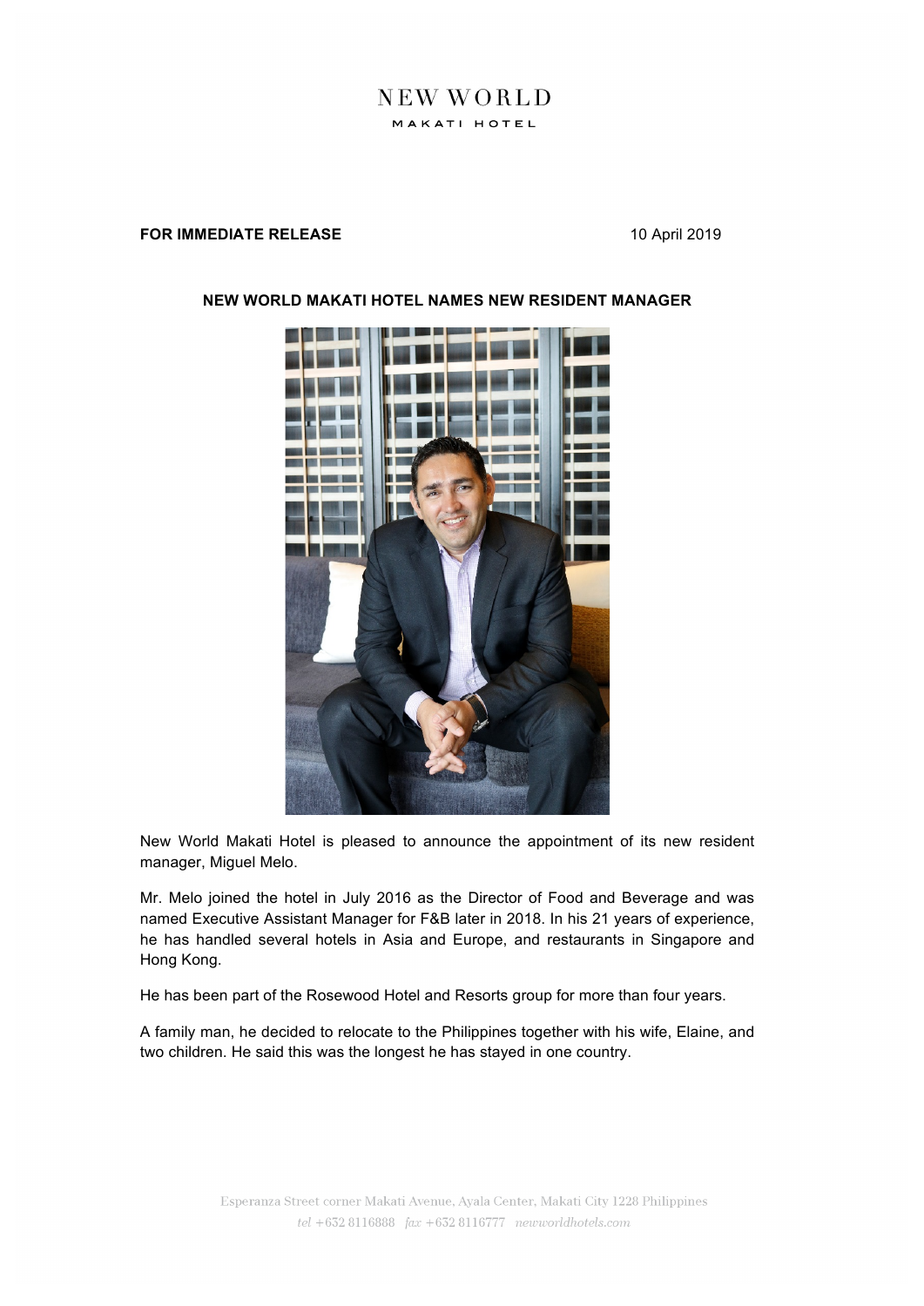NEW WORLD
MAKATI HOTEL

**FOR IMMEDIATE RELEASE** 10 April 2019

## NEW WORLD MAKATI HOTEL NAMES NEW RESIDENT MANAGER

New World Makati Hotel is pleased to announce the appointment of its new resident manager, Miguel Melo.

Mr. Melo joined the hotel in July 2016 as the Director of Food and Beverage and was named Executive Assistant Manager for F&B later in 2018. In his 21 years of experience, he has handled several hotels in Asia and Europe, and restaurants in Singapore and Hong Kong.

He has been part of the Rosewood Hotel and Resorts group for more than four years.

A family man, he decided to relocate to the Philippines together with his wife, Elaine, and two children. He said this was the longest he has stayed in one country.

Esperanza Street corner Makati Avenue, Ayala Center, Makati City 1228 Philippines
tel +632 8116888 fax +632 8116777 newworldhotels.com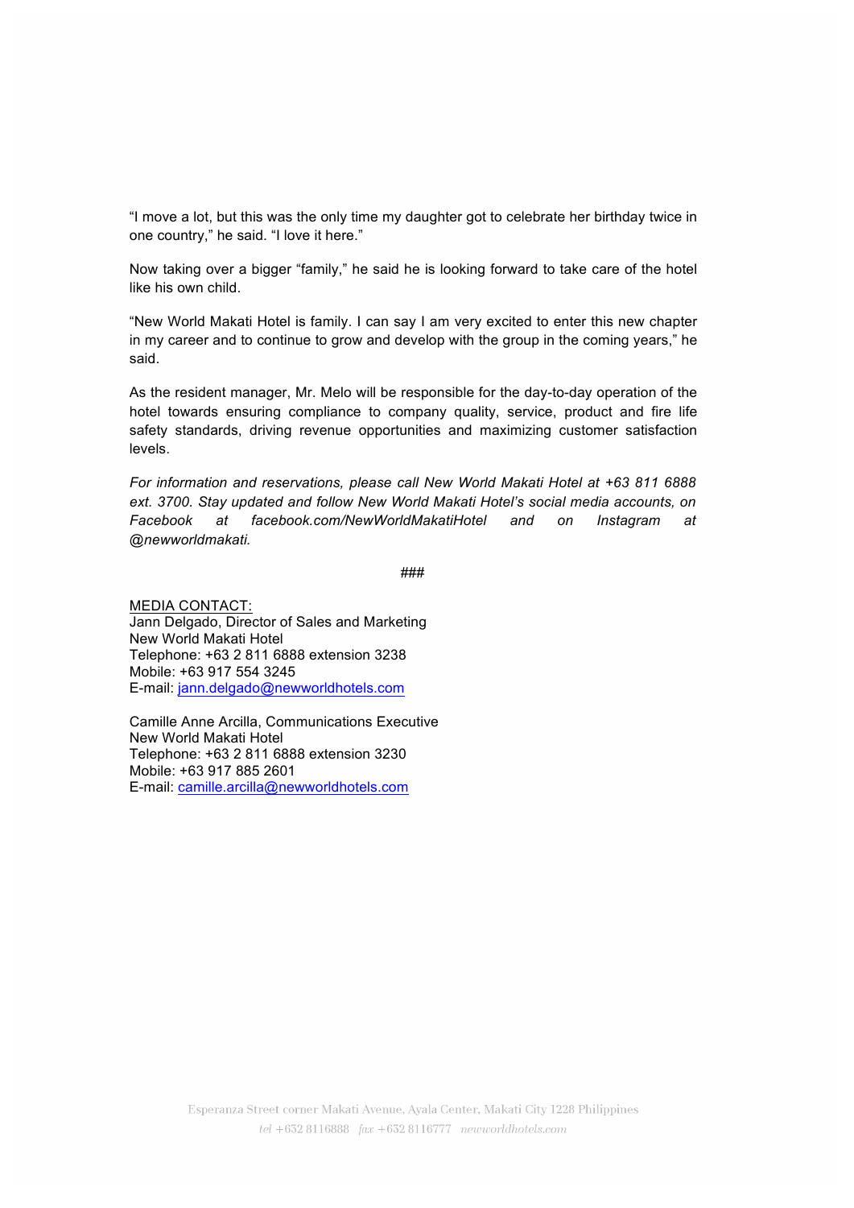"I move a lot, but this was the only time my daughter got to celebrate her birthday twice in one country," he said. "I love it here."

Now taking over a bigger "family," he said he is looking forward to take care of the hotel like his own child.

"New World Makati Hotel is family. I can say I am very excited to enter this new chapter in my career and to continue to grow and develop with the group in the coming years," he said.

As the resident manager, Mr. Melo will be responsible for the day-to-day operation of the hotel towards ensuring compliance to company quality, service, product and fire life safety standards, driving revenue opportunities and maximizing customer satisfaction levels.

*For information and reservations, please call New World Makati Hotel at +63 811 6888 ext. 3700. Stay updated and follow New World Makati Hotel's social media accounts, on Facebook at facebook.com/NewWorldMakatiHotel and on Instagram at @newworldmakati.*

###

MEDIA CONTACT:
Jann Delgado, Director of Sales and Marketing
New World Makati Hotel
Telephone: +63 2 811 6888 extension 3238
Mobile: +63 917 554 3245
E-mail: jann.delgado@newworldhotels.com

Camille Anne Arcilla, Communications Executive
New World Makati Hotel
Telephone: +63 2 811 6888 extension 3230
Mobile: +63 917 885 2601
E-mail: camille.arcilla@newworldhotels.com